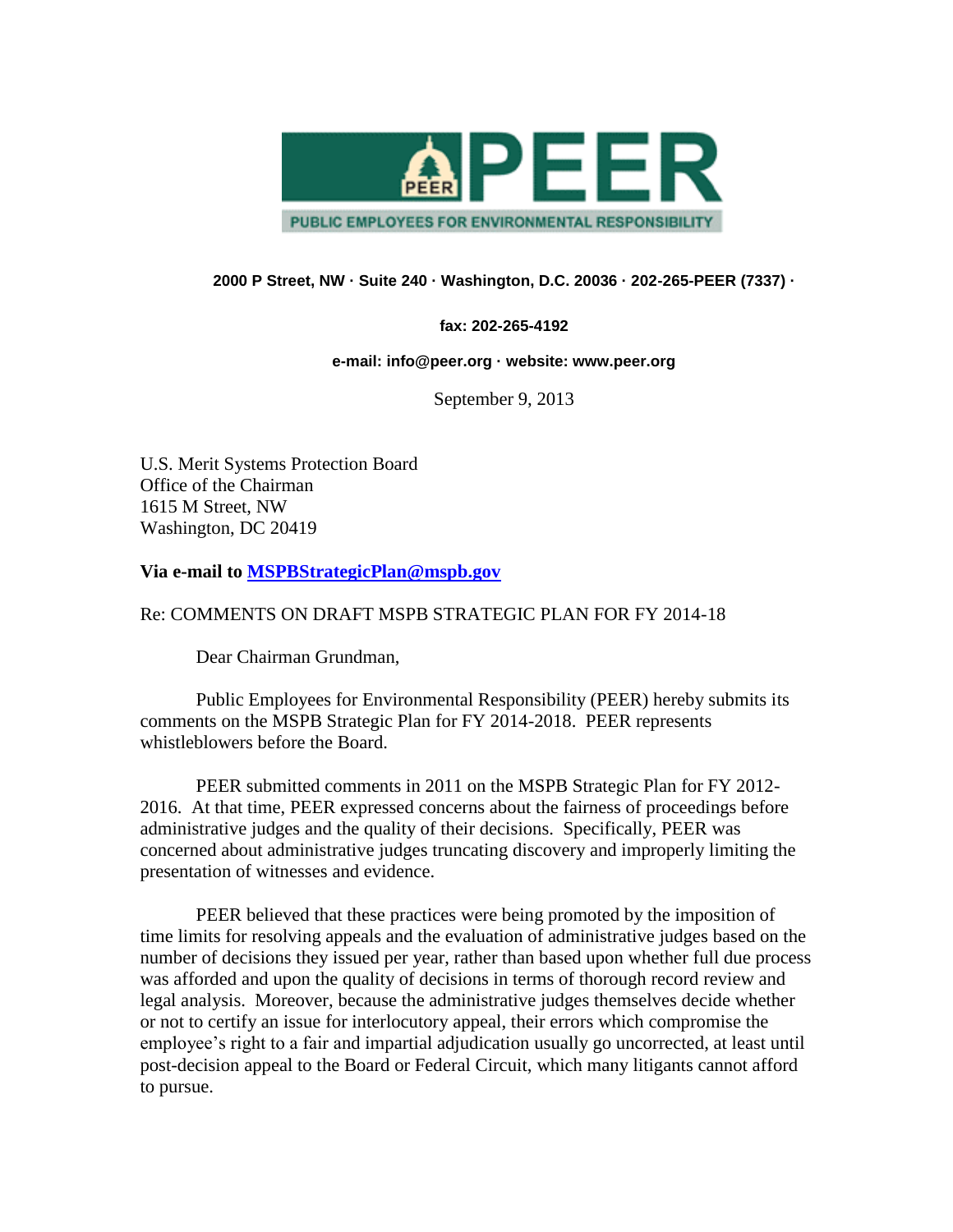# PEER

PUBLIC EMPLOYEES FOR ENVIRONMENTAL RESPONSIBILITY

**2000 P Street, NW · Suite 240 · Washington, D.C. 20036 · 202-265-PEER (7337) ·**

**fax: 202-265-4192**

**e-mail: info@peer.org · website: www.peer.org**

September 9, 2013

U.S. Merit Systems Protection Board
Office of the Chairman
1615 M Street, NW
Washington, DC 20419

**Via e-mail to MSPBStrategicPlan@mspb.gov**

Re: COMMENTS ON DRAFT MSPB STRATEGIC PLAN FOR FY 2014-18

Dear Chairman Grundman,

Public Employees for Environmental Responsibility (PEER) hereby submits its comments on the MSPB Strategic Plan for FY 2014-2018. PEER represents whistleblowers before the Board.

PEER submitted comments in 2011 on the MSPB Strategic Plan for FY 2012-2016. At that time, PEER expressed concerns about the fairness of proceedings before administrative judges and the quality of their decisions. Specifically, PEER was concerned about administrative judges truncating discovery and improperly limiting the presentation of witnesses and evidence.

PEER believed that these practices were being promoted by the imposition of time limits for resolving appeals and the evaluation of administrative judges based on the number of decisions they issued per year, rather than based upon whether full due process was afforded and upon the quality of decisions in terms of thorough record review and legal analysis. Moreover, because the administrative judges themselves decide whether or not to certify an issue for interlocutory appeal, their errors which compromise the employee's right to a fair and impartial adjudication usually go uncorrected, at least until post-decision appeal to the Board or Federal Circuit, which many litigants cannot afford to pursue.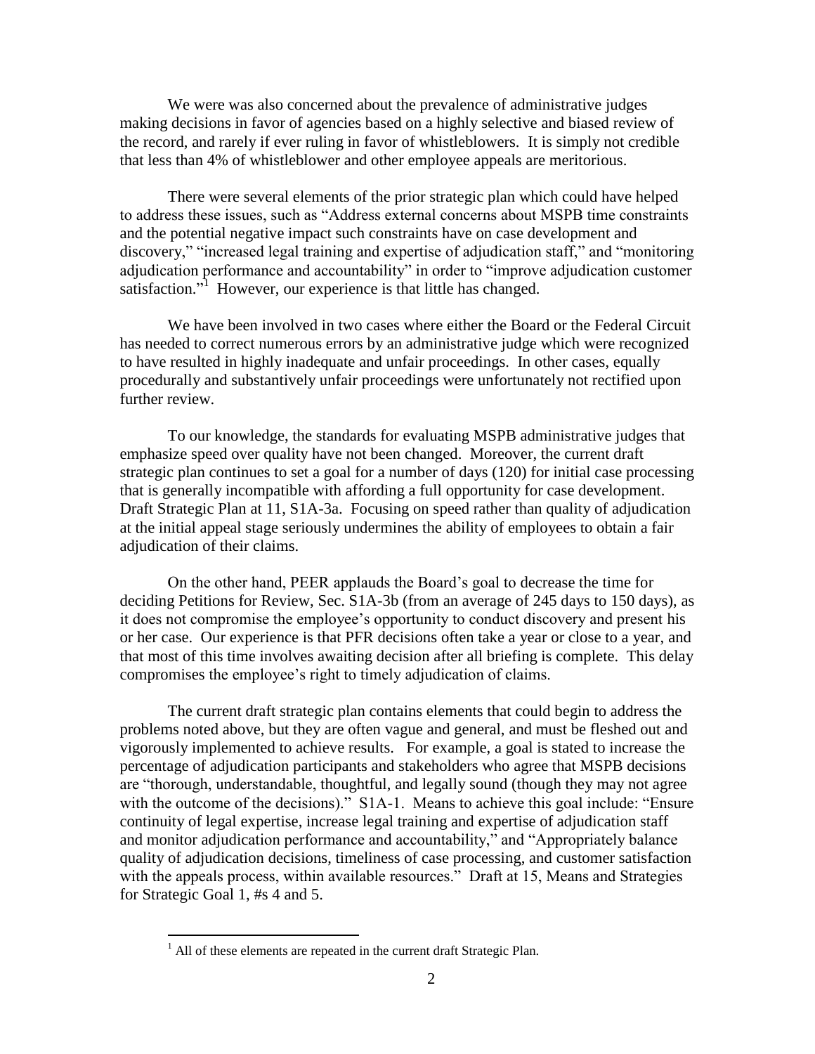We were was also concerned about the prevalence of administrative judges making decisions in favor of agencies based on a highly selective and biased review of the record, and rarely if ever ruling in favor of whistleblowers. It is simply not credible that less than 4% of whistleblower and other employee appeals are meritorious.

There were several elements of the prior strategic plan which could have helped to address these issues, such as "Address external concerns about MSPB time constraints and the potential negative impact such constraints have on case development and discovery," "increased legal training and expertise of adjudication staff," and "monitoring adjudication performance and accountability" in order to "improve adjudication customer satisfaction."[1] However, our experience is that little has changed.

We have been involved in two cases where either the Board or the Federal Circuit has needed to correct numerous errors by an administrative judge which were recognized to have resulted in highly inadequate and unfair proceedings. In other cases, equally procedurally and substantively unfair proceedings were unfortunately not rectified upon further review.

To our knowledge, the standards for evaluating MSPB administrative judges that emphasize speed over quality have not been changed. Moreover, the current draft strategic plan continues to set a goal for a number of days (120) for initial case processing that is generally incompatible with affording a full opportunity for case development. Draft Strategic Plan at 11, S1A-3a. Focusing on speed rather than quality of adjudication at the initial appeal stage seriously undermines the ability of employees to obtain a fair adjudication of their claims.

On the other hand, PEER applauds the Board's goal to decrease the time for deciding Petitions for Review, Sec. S1A-3b (from an average of 245 days to 150 days), as it does not compromise the employee's opportunity to conduct discovery and present his or her case. Our experience is that PFR decisions often take a year or close to a year, and that most of this time involves awaiting decision after all briefing is complete. This delay compromises the employee's right to timely adjudication of claims.

The current draft strategic plan contains elements that could begin to address the problems noted above, but they are often vague and general, and must be fleshed out and vigorously implemented to achieve results. For example, a goal is stated to increase the percentage of adjudication participants and stakeholders who agree that MSPB decisions are "thorough, understandable, thoughtful, and legally sound (though they may not agree with the outcome of the decisions)." S1A-1. Means to achieve this goal include: "Ensure continuity of legal expertise, increase legal training and expertise of adjudication staff and monitor adjudication performance and accountability," and "Appropriately balance quality of adjudication decisions, timeliness of case processing, and customer satisfaction with the appeals process, within available resources." Draft at 15, Means and Strategies for Strategic Goal 1, #s 4 and 5.

---

[1] All of these elements are repeated in the current draft Strategic Plan.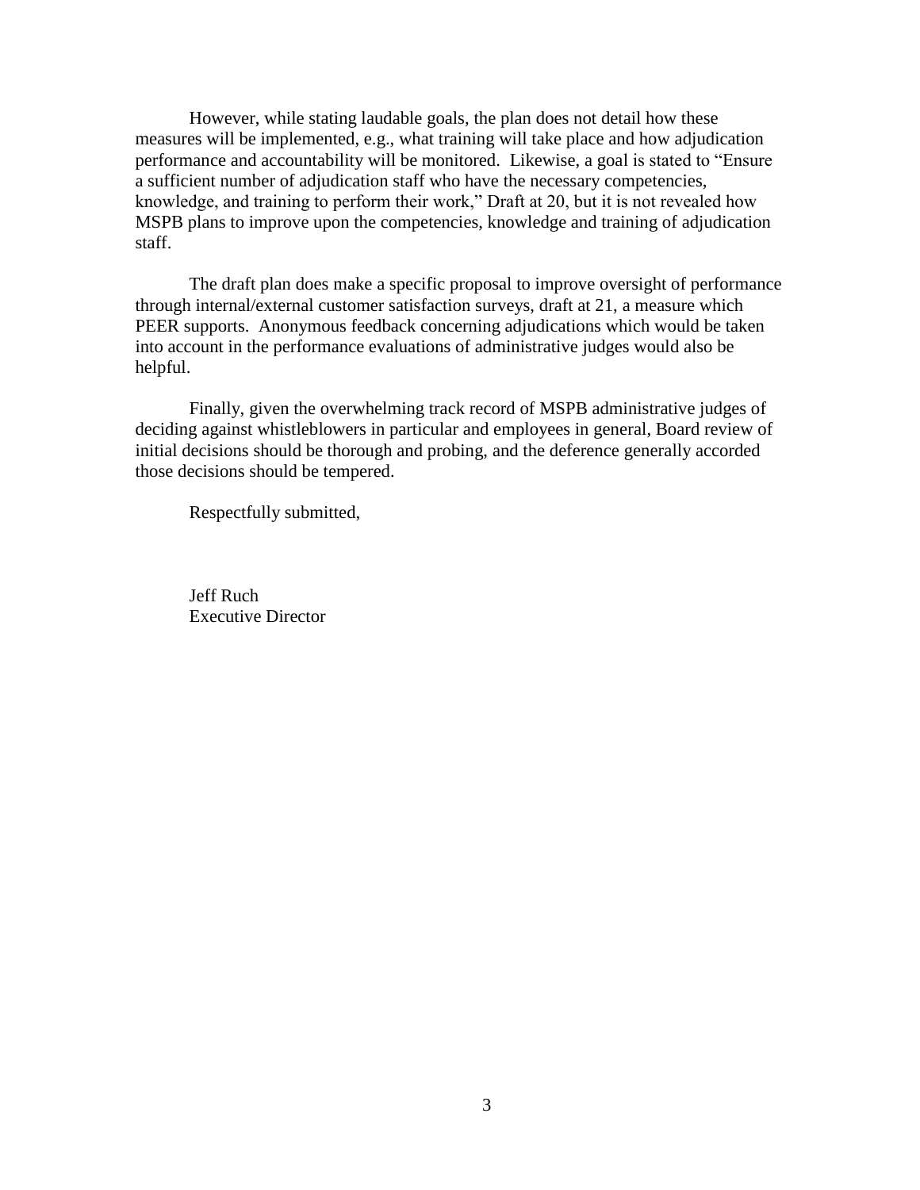However, while stating laudable goals, the plan does not detail how these measures will be implemented, e.g., what training will take place and how adjudication performance and accountability will be monitored. Likewise, a goal is stated to "Ensure a sufficient number of adjudication staff who have the necessary competencies, knowledge, and training to perform their work," Draft at 20, but it is not revealed how MSPB plans to improve upon the competencies, knowledge and training of adjudication staff.

The draft plan does make a specific proposal to improve oversight of performance through internal/external customer satisfaction surveys, draft at 21, a measure which PEER supports. Anonymous feedback concerning adjudications which would be taken into account in the performance evaluations of administrative judges would also be helpful.

Finally, given the overwhelming track record of MSPB administrative judges of deciding against whistleblowers in particular and employees in general, Board review of initial decisions should be thorough and probing, and the deference generally accorded those decisions should be tempered.

Respectfully submitted,

Jeff Ruch
Executive Director